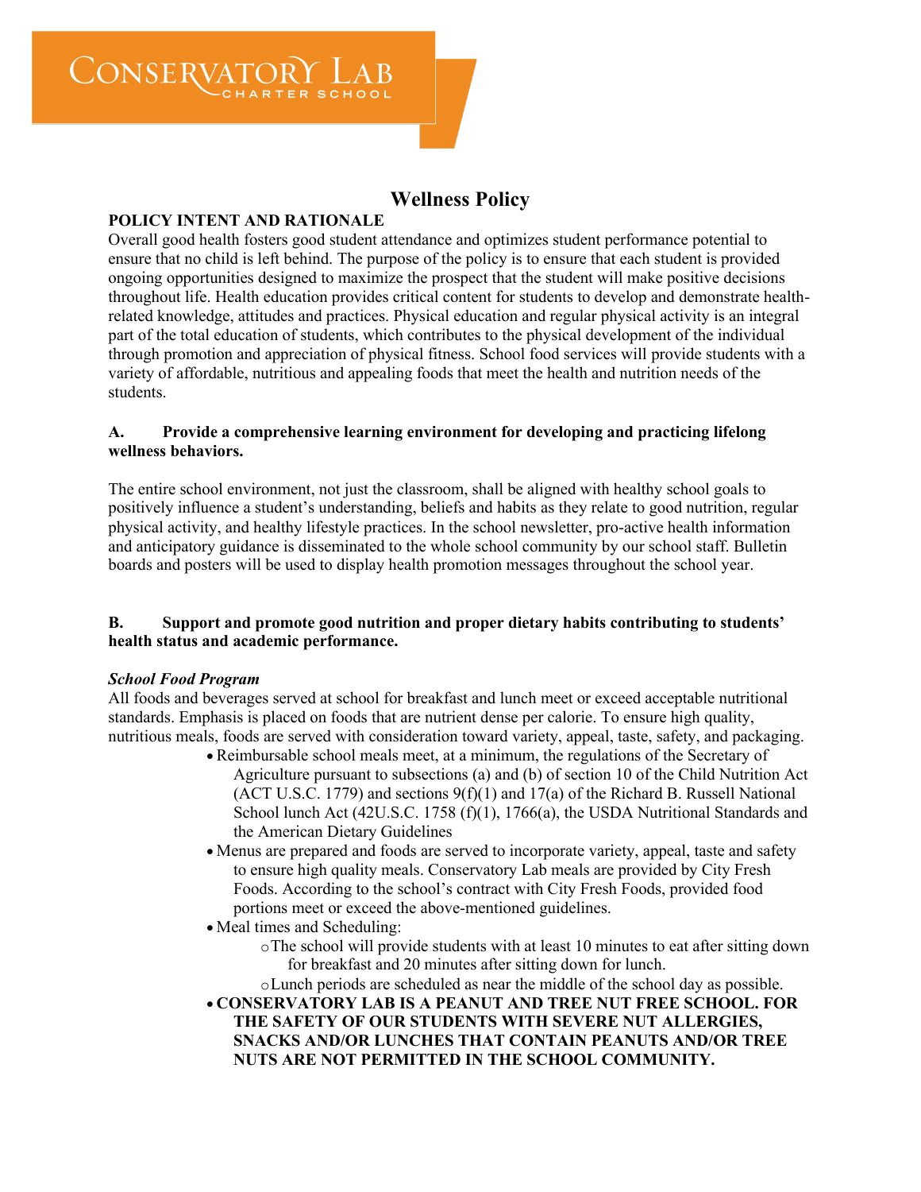Conservatory Lab Charter School

# Wellness Policy

**POLICY INTENT AND RATIONALE**

Overall good health fosters good student attendance and optimizes student performance potential to ensure that no child is left behind. The purpose of the policy is to ensure that each student is provided ongoing opportunities designed to maximize the prospect that the student will make positive decisions throughout life. Health education provides critical content for students to develop and demonstrate health-related knowledge, attitudes and practices. Physical education and regular physical activity is an integral part of the total education of students, which contributes to the physical development of the individual through promotion and appreciation of physical fitness. School food services will provide students with a variety of affordable, nutritious and appealing foods that meet the health and nutrition needs of the students.

**A. Provide a comprehensive learning environment for developing and practicing lifelong wellness behaviors.**

The entire school environment, not just the classroom, shall be aligned with healthy school goals to positively influence a student's understanding, beliefs and habits as they relate to good nutrition, regular physical activity, and healthy lifestyle practices. In the school newsletter, pro-active health information and anticipatory guidance is disseminated to the whole school community by our school staff. Bulletin boards and posters will be used to display health promotion messages throughout the school year.

**B. Support and promote good nutrition and proper dietary habits contributing to students' health status and academic performance.**

***School Food Program***

All foods and beverages served at school for breakfast and lunch meet or exceed acceptable nutritional standards. Emphasis is placed on foods that are nutrient dense per calorie. To ensure high quality, nutritious meals, foods are served with consideration toward variety, appeal, taste, safety, and packaging.

- Reimbursable school meals meet, at a minimum, the regulations of the Secretary of Agriculture pursuant to subsections (a) and (b) of section 10 of the Child Nutrition Act (ACT U.S.C. 1779) and sections 9(f)(1) and 17(a) of the Richard B. Russell National School lunch Act (42U.S.C. 1758 (f)(1), 1766(a), the USDA Nutritional Standards and the American Dietary Guidelines
- Menus are prepared and foods are served to incorporate variety, appeal, taste and safety to ensure high quality meals. Conservatory Lab meals are provided by City Fresh Foods. According to the school's contract with City Fresh Foods, provided food portions meet or exceed the above-mentioned guidelines.
- Meal times and Scheduling:
  - The school will provide students with at least 10 minutes to eat after sitting down for breakfast and 20 minutes after sitting down for lunch.
  - Lunch periods are scheduled as near the middle of the school day as possible.
- **CONSERVATORY LAB IS A PEANUT AND TREE NUT FREE SCHOOL. FOR THE SAFETY OF OUR STUDENTS WITH SEVERE NUT ALLERGIES, SNACKS AND/OR LUNCHES THAT CONTAIN PEANUTS AND/OR TREE NUTS ARE NOT PERMITTED IN THE SCHOOL COMMUNITY.**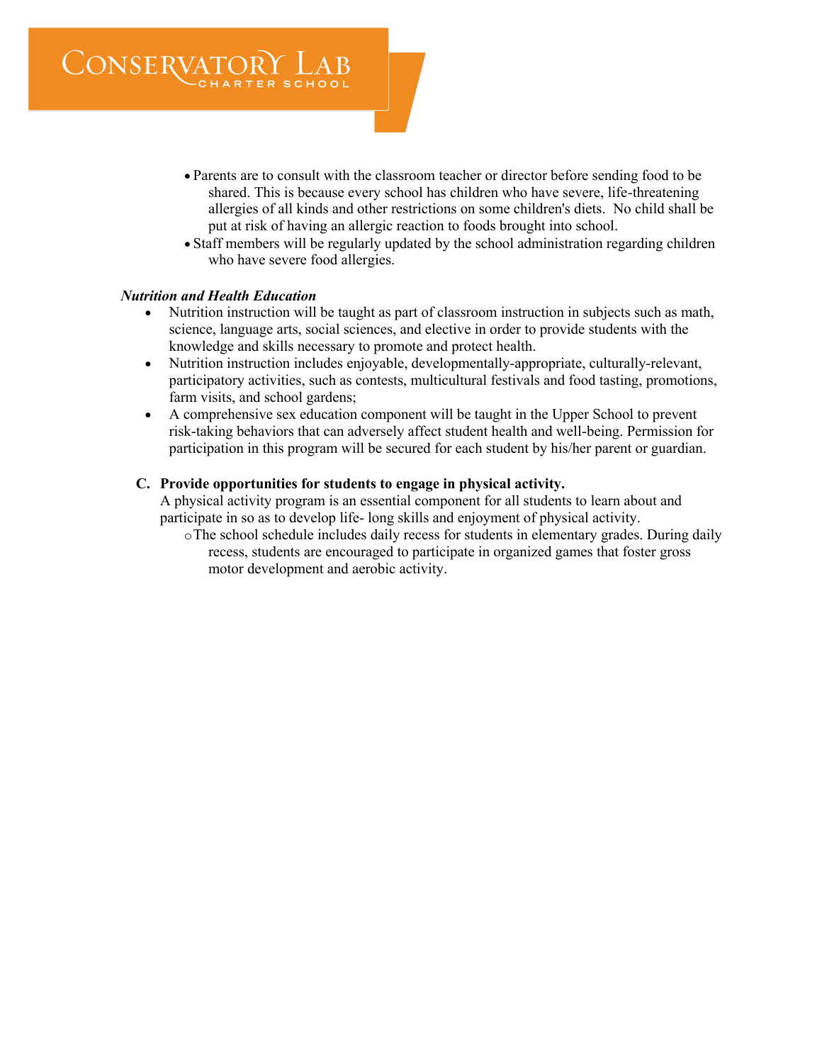- Parents are to consult with the classroom teacher or director before sending food to be shared. This is because every school has children who have severe, life-threatening allergies of all kinds and other restrictions on some children's diets. No child shall be put at risk of having an allergic reaction to foods brought into school.
- Staff members will be regularly updated by the school administration regarding children who have severe food allergies.

***Nutrition and Health Education***

- Nutrition instruction will be taught as part of classroom instruction in subjects such as math, science, language arts, social sciences, and elective in order to provide students with the knowledge and skills necessary to promote and protect health.
- Nutrition instruction includes enjoyable, developmentally-appropriate, culturally-relevant, participatory activities, such as contests, multicultural festivals and food tasting, promotions, farm visits, and school gardens;
- A comprehensive sex education component will be taught in the Upper School to prevent risk-taking behaviors that can adversely affect student health and well-being. Permission for participation in this program will be secured for each student by his/her parent or guardian.

**C. Provide opportunities for students to engage in physical activity.**

A physical activity program is an essential component for all students to learn about and participate in so as to develop life- long skills and enjoyment of physical activity.

- The school schedule includes daily recess for students in elementary grades. During daily recess, students are encouraged to participate in organized games that foster gross motor development and aerobic activity.